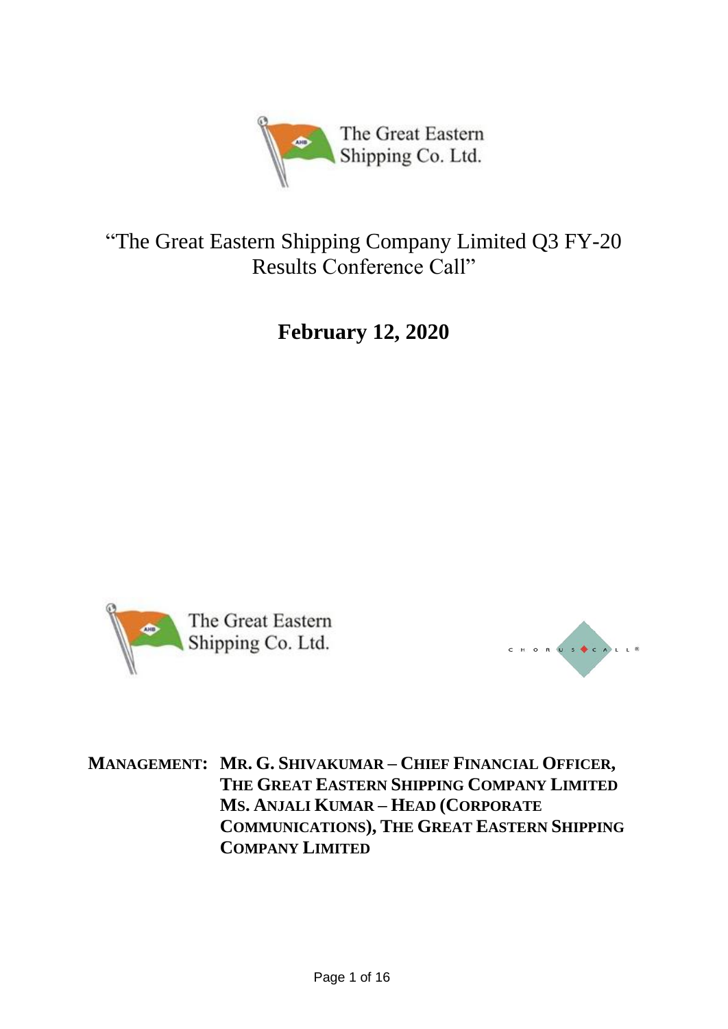# "The Great Eastern Shipping Company Limited Q3 FY-20 Results Conference Call"

## February 12, 2020

**MANAGEMENT: MR. G. SHIVAKUMAR – CHIEF FINANCIAL OFFICER, THE GREAT EASTERN SHIPPING COMPANY LIMITED**

**MS. ANJALI KUMAR – HEAD (CORPORATE COMMUNICATIONS), THE GREAT EASTERN SHIPPING COMPANY LIMITED**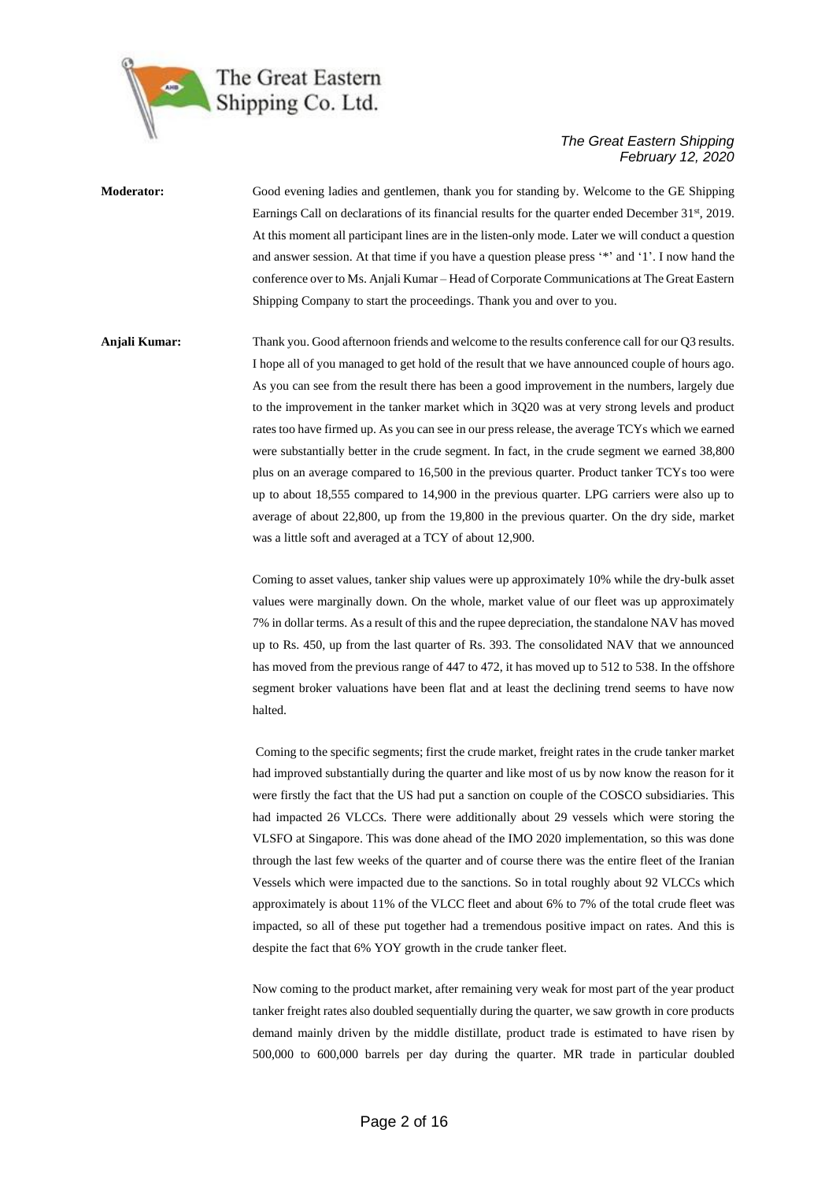**Moderator:** Good evening ladies and gentlemen, thank you for standing by. Welcome to the GE Shipping Earnings Call on declarations of its financial results for the quarter ended December 31st, 2019. At this moment all participant lines are in the listen-only mode. Later we will conduct a question and answer session. At that time if you have a question please press '*' and '1'. I now hand the conference over to Ms. Anjali Kumar – Head of Corporate Communications at The Great Eastern Shipping Company to start the proceedings. Thank you and over to you.

**Anjali Kumar:** Thank you. Good afternoon friends and welcome to the results conference call for our Q3 results. I hope all of you managed to get hold of the result that we have announced couple of hours ago. As you can see from the result there has been a good improvement in the numbers, largely due to the improvement in the tanker market which in 3Q20 was at very strong levels and product rates too have firmed up. As you can see in our press release, the average TCYs which we earned were substantially better in the crude segment. In fact, in the crude segment we earned 38,800 plus on an average compared to 16,500 in the previous quarter. Product tanker TCYs too were up to about 18,555 compared to 14,900 in the previous quarter. LPG carriers were also up to average of about 22,800, up from the 19,800 in the previous quarter. On the dry side, market was a little soft and averaged at a TCY of about 12,900.

Coming to asset values, tanker ship values were up approximately 10% while the dry-bulk asset values were marginally down. On the whole, market value of our fleet was up approximately 7% in dollar terms. As a result of this and the rupee depreciation, the standalone NAV has moved up to Rs. 450, up from the last quarter of Rs. 393. The consolidated NAV that we announced has moved from the previous range of 447 to 472, it has moved up to 512 to 538. In the offshore segment broker valuations have been flat and at least the declining trend seems to have now halted.

Coming to the specific segments; first the crude market, freight rates in the crude tanker market had improved substantially during the quarter and like most of us by now know the reason for it were firstly the fact that the US had put a sanction on couple of the COSCO subsidiaries. This had impacted 26 VLCCs. There were additionally about 29 vessels which were storing the VLSFO at Singapore. This was done ahead of the IMO 2020 implementation, so this was done through the last few weeks of the quarter and of course there was the entire fleet of the Iranian Vessels which were impacted due to the sanctions. So in total roughly about 92 VLCCs which approximately is about 11% of the VLCC fleet and about 6% to 7% of the total crude fleet was impacted, so all of these put together had a tremendous positive impact on rates. And this is despite the fact that 6% YOY growth in the crude tanker fleet.

Now coming to the product market, after remaining very weak for most part of the year product tanker freight rates also doubled sequentially during the quarter, we saw growth in core products demand mainly driven by the middle distillate, product trade is estimated to have risen by 500,000 to 600,000 barrels per day during the quarter. MR trade in particular doubled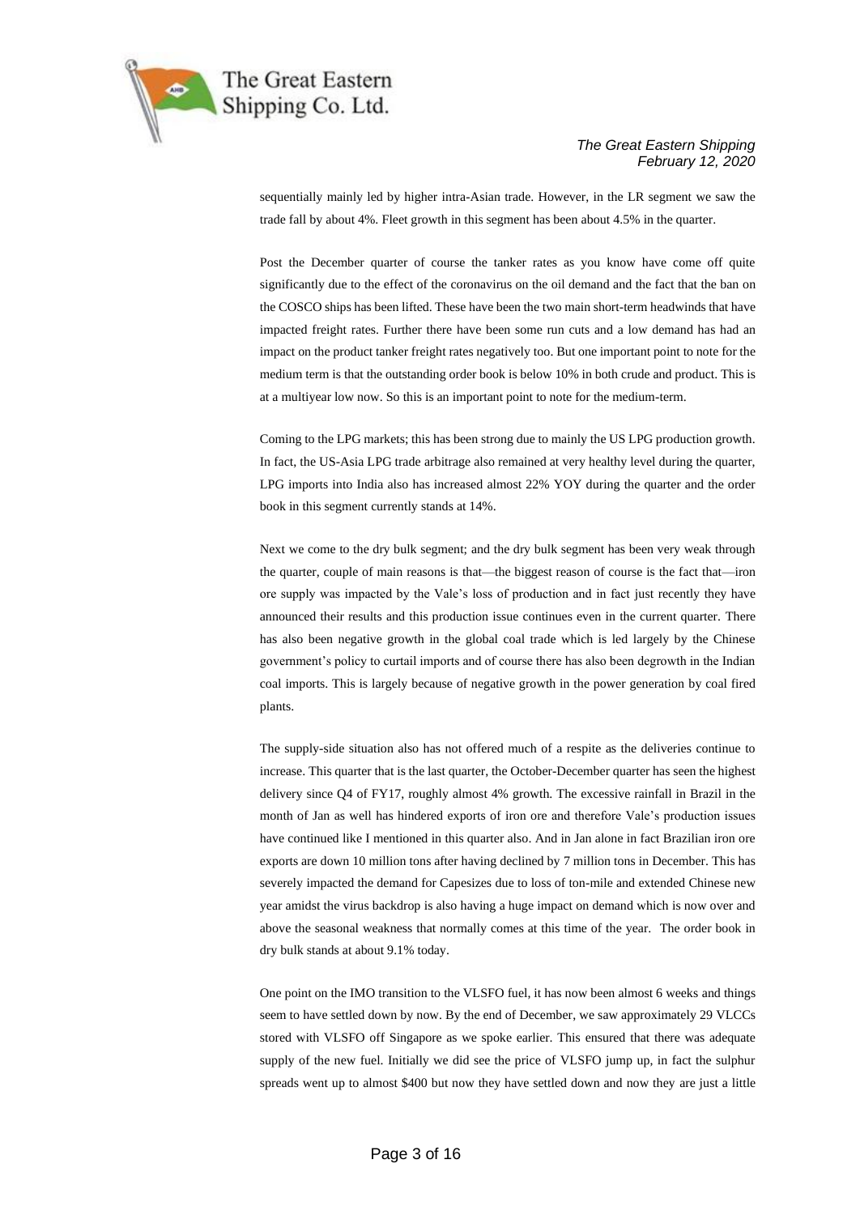sequentially mainly led by higher intra-Asian trade. However, in the LR segment we saw the trade fall by about 4%. Fleet growth in this segment has been about 4.5% in the quarter.

Post the December quarter of course the tanker rates as you know have come off quite significantly due to the effect of the coronavirus on the oil demand and the fact that the ban on the COSCO ships has been lifted. These have been the two main short-term headwinds that have impacted freight rates. Further there have been some run cuts and a low demand has had an impact on the product tanker freight rates negatively too. But one important point to note for the medium term is that the outstanding order book is below 10% in both crude and product. This is at a multiyear low now. So this is an important point to note for the medium-term.

Coming to the LPG markets; this has been strong due to mainly the US LPG production growth. In fact, the US-Asia LPG trade arbitrage also remained at very healthy level during the quarter, LPG imports into India also has increased almost 22% YOY during the quarter and the order book in this segment currently stands at 14%.

Next we come to the dry bulk segment; and the dry bulk segment has been very weak through the quarter, couple of main reasons is that—the biggest reason of course is the fact that—iron ore supply was impacted by the Vale's loss of production and in fact just recently they have announced their results and this production issue continues even in the current quarter. There has also been negative growth in the global coal trade which is led largely by the Chinese government's policy to curtail imports and of course there has also been degrowth in the Indian coal imports. This is largely because of negative growth in the power generation by coal fired plants.

The supply-side situation also has not offered much of a respite as the deliveries continue to increase. This quarter that is the last quarter, the October-December quarter has seen the highest delivery since Q4 of FY17, roughly almost 4% growth. The excessive rainfall in Brazil in the month of Jan as well has hindered exports of iron ore and therefore Vale's production issues have continued like I mentioned in this quarter also. And in Jan alone in fact Brazilian iron ore exports are down 10 million tons after having declined by 7 million tons in December. This has severely impacted the demand for Capesizes due to loss of ton-mile and extended Chinese new year amidst the virus backdrop is also having a huge impact on demand which is now over and above the seasonal weakness that normally comes at this time of the year. The order book in dry bulk stands at about 9.1% today.

One point on the IMO transition to the VLSFO fuel, it has now been almost 6 weeks and things seem to have settled down by now. By the end of December, we saw approximately 29 VLCCs stored with VLSFO off Singapore as we spoke earlier. This ensured that there was adequate supply of the new fuel. Initially we did see the price of VLSFO jump up, in fact the sulphur spreads went up to almost $400 but now they have settled down and now they are just a little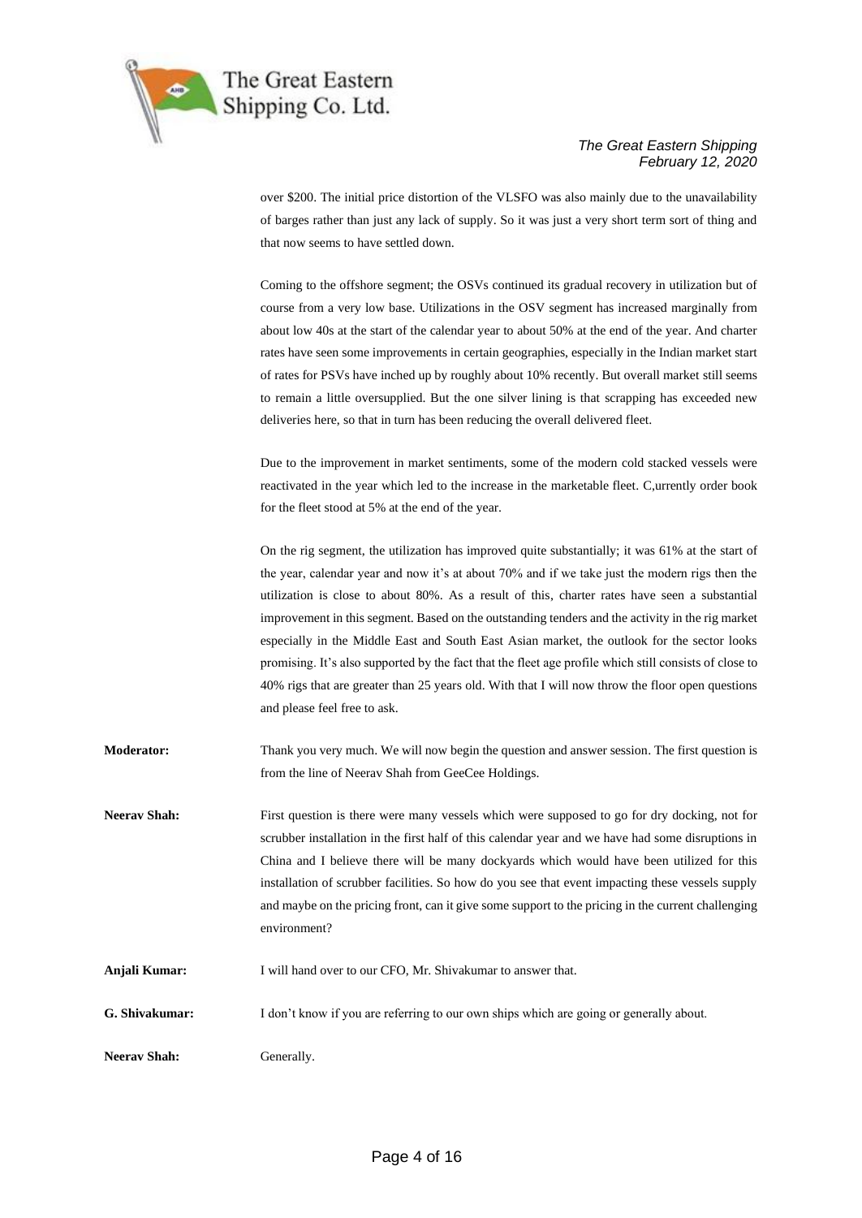over $200. The initial price distortion of the VLSFO was also mainly due to the unavailability of barges rather than just any lack of supply. So it was just a very short term sort of thing and that now seems to have settled down.

Coming to the offshore segment; the OSVs continued its gradual recovery in utilization but of course from a very low base. Utilizations in the OSV segment has increased marginally from about low 40s at the start of the calendar year to about 50% at the end of the year. And charter rates have seen some improvements in certain geographies, especially in the Indian market start of rates for PSVs have inched up by roughly about 10% recently. But overall market still seems to remain a little oversupplied. But the one silver lining is that scrapping has exceeded new deliveries here, so that in turn has been reducing the overall delivered fleet.

Due to the improvement in market sentiments, some of the modern cold stacked vessels were reactivated in the year which led to the increase in the marketable fleet. C,urrently order book for the fleet stood at 5% at the end of the year.

On the rig segment, the utilization has improved quite substantially; it was 61% at the start of the year, calendar year and now it's at about 70% and if we take just the modern rigs then the utilization is close to about 80%. As a result of this, charter rates have seen a substantial improvement in this segment. Based on the outstanding tenders and the activity in the rig market especially in the Middle East and South East Asian market, the outlook for the sector looks promising. It's also supported by the fact that the fleet age profile which still consists of close to 40% rigs that are greater than 25 years old. With that I will now throw the floor open questions and please feel free to ask.

**Moderator:** Thank you very much. We will now begin the question and answer session. The first question is from the line of Neerav Shah from GeeCee Holdings.

**Neerav Shah:** First question is there were many vessels which were supposed to go for dry docking, not for scrubber installation in the first half of this calendar year and we have had some disruptions in China and I believe there will be many dockyards which would have been utilized for this installation of scrubber facilities. So how do you see that event impacting these vessels supply and maybe on the pricing front, can it give some support to the pricing in the current challenging environment?

**Anjali Kumar:** I will hand over to our CFO, Mr. Shivakumar to answer that.

**G. Shivakumar:** I don't know if you are referring to our own ships which are going or generally about.

**Neerav Shah:** Generally.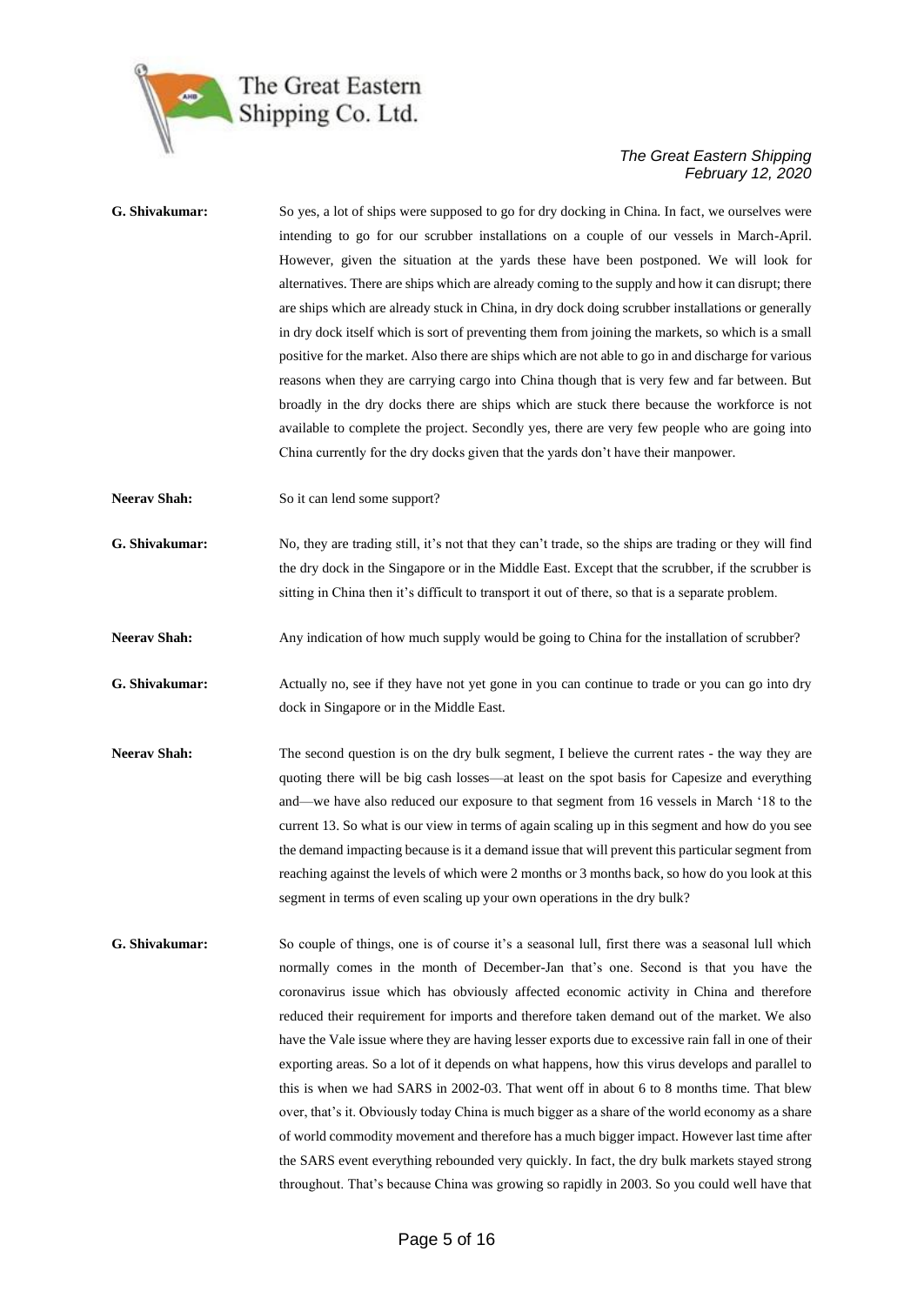**G. Shivakumar:** So yes, a lot of ships were supposed to go for dry docking in China. In fact, we ourselves were intending to go for our scrubber installations on a couple of our vessels in March-April. However, given the situation at the yards these have been postponed. We will look for alternatives. There are ships which are already coming to the supply and how it can disrupt; there are ships which are already stuck in China, in dry dock doing scrubber installations or generally in dry dock itself which is sort of preventing them from joining the markets, so which is a small positive for the market. Also there are ships which are not able to go in and discharge for various reasons when they are carrying cargo into China though that is very few and far between. But broadly in the dry docks there are ships which are stuck there because the workforce is not available to complete the project. Secondly yes, there are very few people who are going into China currently for the dry docks given that the yards don't have their manpower.

**Neerav Shah:** So it can lend some support?

**G. Shivakumar:** No, they are trading still, it's not that they can't trade, so the ships are trading or they will find the dry dock in the Singapore or in the Middle East. Except that the scrubber, if the scrubber is sitting in China then it's difficult to transport it out of there, so that is a separate problem.

**Neerav Shah:** Any indication of how much supply would be going to China for the installation of scrubber?

**G. Shivakumar:** Actually no, see if they have not yet gone in you can continue to trade or you can go into dry dock in Singapore or in the Middle East.

**Neerav Shah:** The second question is on the dry bulk segment, I believe the current rates - the way they are quoting there will be big cash losses—at least on the spot basis for Capesize and everything and—we have also reduced our exposure to that segment from 16 vessels in March '18 to the current 13. So what is our view in terms of again scaling up in this segment and how do you see the demand impacting because is it a demand issue that will prevent this particular segment from reaching against the levels of which were 2 months or 3 months back, so how do you look at this segment in terms of even scaling up your own operations in the dry bulk?

**G. Shivakumar:** So couple of things, one is of course it's a seasonal lull, first there was a seasonal lull which normally comes in the month of December-Jan that's one. Second is that you have the coronavirus issue which has obviously affected economic activity in China and therefore reduced their requirement for imports and therefore taken demand out of the market. We also have the Vale issue where they are having lesser exports due to excessive rain fall in one of their exporting areas. So a lot of it depends on what happens, how this virus develops and parallel to this is when we had SARS in 2002-03. That went off in about 6 to 8 months time. That blew over, that's it. Obviously today China is much bigger as a share of the world economy as a share of world commodity movement and therefore has a much bigger impact. However last time after the SARS event everything rebounded very quickly. In fact, the dry bulk markets stayed strong throughout. That's because China was growing so rapidly in 2003. So you could well have that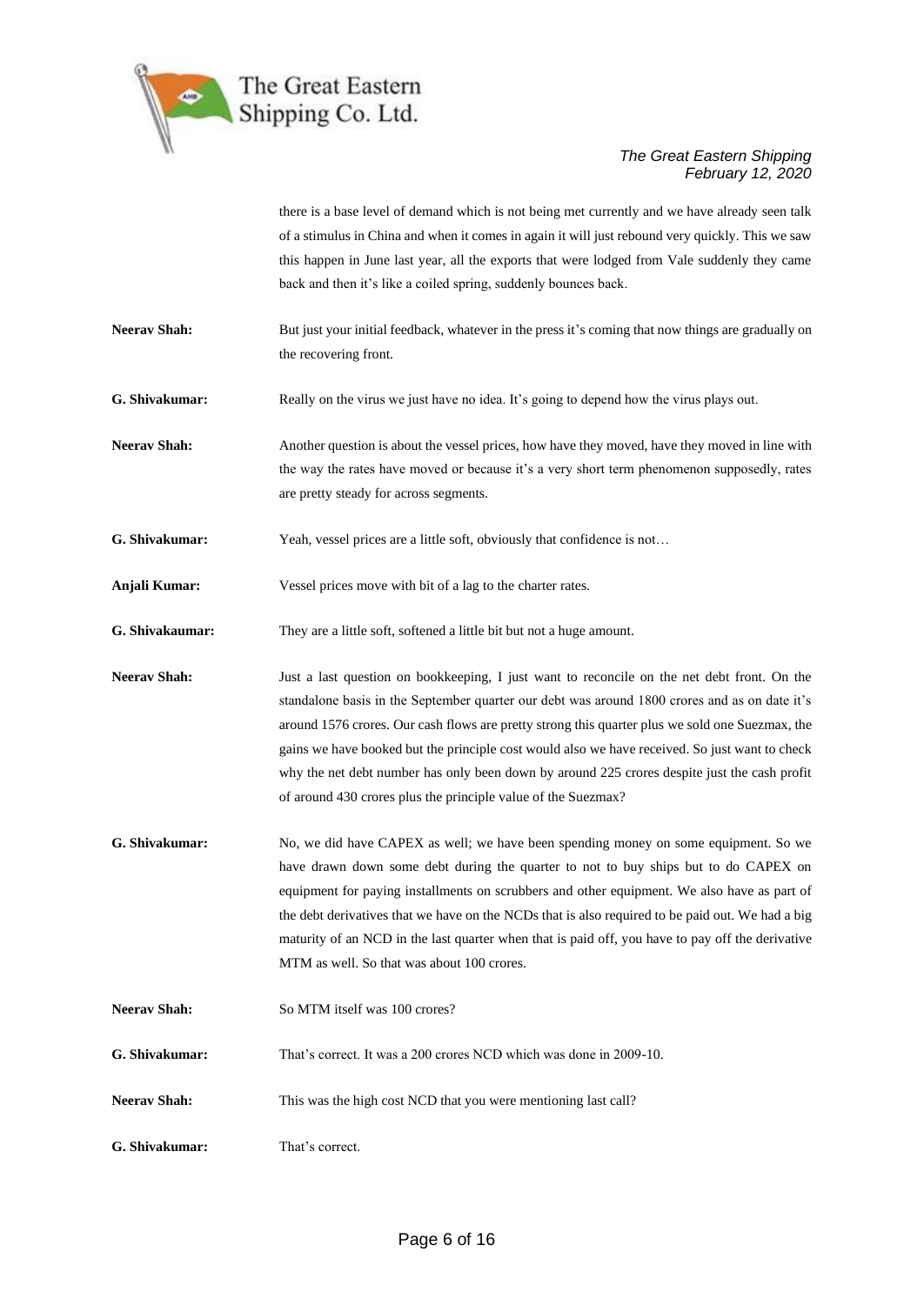there is a base level of demand which is not being met currently and we have already seen talk of a stimulus in China and when it comes in again it will just rebound very quickly. This we saw this happen in June last year, all the exports that were lodged from Vale suddenly they came back and then it's like a coiled spring, suddenly bounces back.

**Neerav Shah:** But just your initial feedback, whatever in the press it's coming that now things are gradually on the recovering front.

**G. Shivakumar:** Really on the virus we just have no idea. It's going to depend how the virus plays out.

**Neerav Shah:** Another question is about the vessel prices, how have they moved, have they moved in line with the way the rates have moved or because it's a very short term phenomenon supposedly, rates are pretty steady for across segments.

**G. Shivakumar:** Yeah, vessel prices are a little soft, obviously that confidence is not…

**Anjali Kumar:** Vessel prices move with bit of a lag to the charter rates.

**G. Shivakaumar:** They are a little soft, softened a little bit but not a huge amount.

**Neerav Shah:** Just a last question on bookkeeping, I just want to reconcile on the net debt front. On the standalone basis in the September quarter our debt was around 1800 crores and as on date it's around 1576 crores. Our cash flows are pretty strong this quarter plus we sold one Suezmax, the gains we have booked but the principle cost would also we have received. So just want to check why the net debt number has only been down by around 225 crores despite just the cash profit of around 430 crores plus the principle value of the Suezmax?

**G. Shivakumar:** No, we did have CAPEX as well; we have been spending money on some equipment. So we have drawn down some debt during the quarter to not to buy ships but to do CAPEX on equipment for paying installments on scrubbers and other equipment. We also have as part of the debt derivatives that we have on the NCDs that is also required to be paid out. We had a big maturity of an NCD in the last quarter when that is paid off, you have to pay off the derivative MTM as well. So that was about 100 crores.

**Neerav Shah:** So MTM itself was 100 crores?

**G. Shivakumar:** That's correct. It was a 200 crores NCD which was done in 2009-10.

**Neerav Shah:** This was the high cost NCD that you were mentioning last call?

**G. Shivakumar:** That's correct.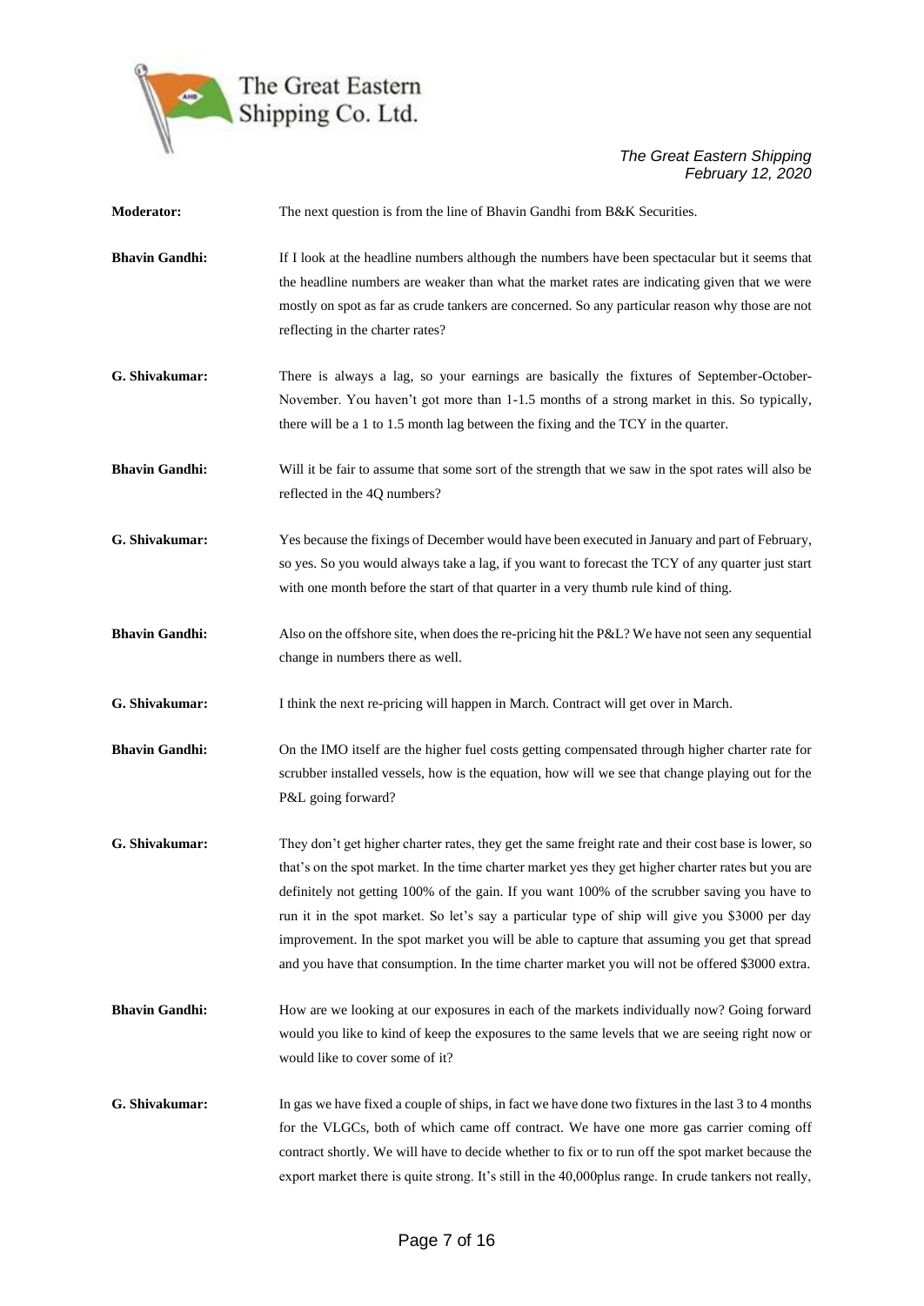**Moderator:** The next question is from the line of Bhavin Gandhi from B&K Securities.

**Bhavin Gandhi:** If I look at the headline numbers although the numbers have been spectacular but it seems that the headline numbers are weaker than what the market rates are indicating given that we were mostly on spot as far as crude tankers are concerned. So any particular reason why those are not reflecting in the charter rates?

**G. Shivakumar:** There is always a lag, so your earnings are basically the fixtures of September-October-November. You haven't got more than 1-1.5 months of a strong market in this. So typically, there will be a 1 to 1.5 month lag between the fixing and the TCY in the quarter.

**Bhavin Gandhi:** Will it be fair to assume that some sort of the strength that we saw in the spot rates will also be reflected in the 4Q numbers?

**G. Shivakumar:** Yes because the fixings of December would have been executed in January and part of February, so yes. So you would always take a lag, if you want to forecast the TCY of any quarter just start with one month before the start of that quarter in a very thumb rule kind of thing.

**Bhavin Gandhi:** Also on the offshore site, when does the re-pricing hit the P&L? We have not seen any sequential change in numbers there as well.

**G. Shivakumar:** I think the next re-pricing will happen in March. Contract will get over in March.

**Bhavin Gandhi:** On the IMO itself are the higher fuel costs getting compensated through higher charter rate for scrubber installed vessels, how is the equation, how will we see that change playing out for the P&L going forward?

**G. Shivakumar:** They don't get higher charter rates, they get the same freight rate and their cost base is lower, so that's on the spot market. In the time charter market yes they get higher charter rates but you are definitely not getting 100% of the gain. If you want 100% of the scrubber saving you have to run it in the spot market. So let's say a particular type of ship will give you $3000 per day improvement. In the spot market you will be able to capture that assuming you get that spread and you have that consumption. In the time charter market you will not be offered $3000 extra.

**Bhavin Gandhi:** How are we looking at our exposures in each of the markets individually now? Going forward would you like to kind of keep the exposures to the same levels that we are seeing right now or would like to cover some of it?

**G. Shivakumar:** In gas we have fixed a couple of ships, in fact we have done two fixtures in the last 3 to 4 months for the VLGCs, both of which came off contract. We have one more gas carrier coming off contract shortly. We will have to decide whether to fix or to run off the spot market because the export market there is quite strong. It's still in the 40,000plus range. In crude tankers not really,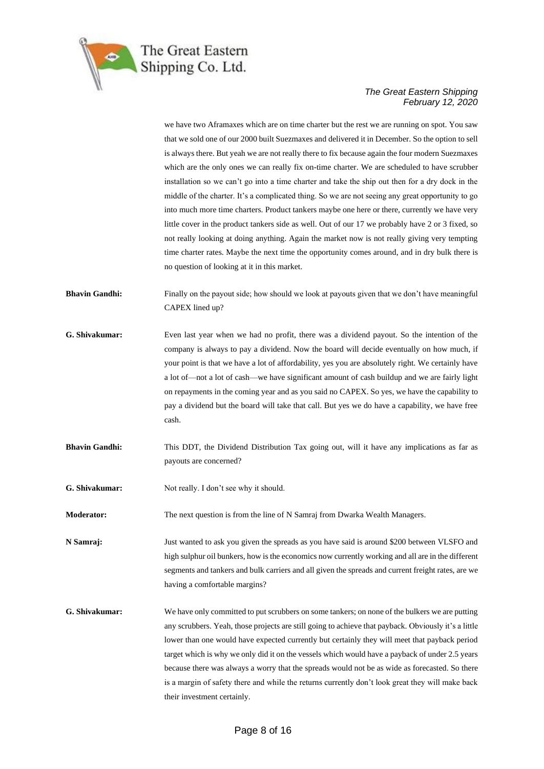we have two Aframaxes which are on time charter but the rest we are running on spot. You saw that we sold one of our 2000 built Suezmaxes and delivered it in December. So the option to sell is always there. But yeah we are not really there to fix because again the four modern Suezmaxes which are the only ones we can really fix on-time charter. We are scheduled to have scrubber installation so we can't go into a time charter and take the ship out then for a dry dock in the middle of the charter. It's a complicated thing. So we are not seeing any great opportunity to go into much more time charters. Product tankers maybe one here or there, currently we have very little cover in the product tankers side as well. Out of our 17 we probably have 2 or 3 fixed, so not really looking at doing anything. Again the market now is not really giving very tempting time charter rates. Maybe the next time the opportunity comes around, and in dry bulk there is no question of looking at it in this market.

**Bhavin Gandhi:** Finally on the payout side; how should we look at payouts given that we don't have meaningful CAPEX lined up?

**G. Shivakumar:** Even last year when we had no profit, there was a dividend payout. So the intention of the company is always to pay a dividend. Now the board will decide eventually on how much, if your point is that we have a lot of affordability, yes you are absolutely right. We certainly have a lot of—not a lot of cash—we have significant amount of cash buildup and we are fairly light on repayments in the coming year and as you said no CAPEX. So yes, we have the capability to pay a dividend but the board will take that call. But yes we do have a capability, we have free cash.

**Bhavin Gandhi:** This DDT, the Dividend Distribution Tax going out, will it have any implications as far as payouts are concerned?

**G. Shivakumar:** Not really. I don't see why it should.

**Moderator:** The next question is from the line of N Samraj from Dwarka Wealth Managers.

**N Samraj:** Just wanted to ask you given the spreads as you have said is around $200 between VLSFO and high sulphur oil bunkers, how is the economics now currently working and all are in the different segments and tankers and bulk carriers and all given the spreads and current freight rates, are we having a comfortable margins?

**G. Shivakumar:** We have only committed to put scrubbers on some tankers; on none of the bulkers we are putting any scrubbers. Yeah, those projects are still going to achieve that payback. Obviously it's a little lower than one would have expected currently but certainly they will meet that payback period target which is why we only did it on the vessels which would have a payback of under 2.5 years because there was always a worry that the spreads would not be as wide as forecasted. So there is a margin of safety there and while the returns currently don't look great they will make back their investment certainly.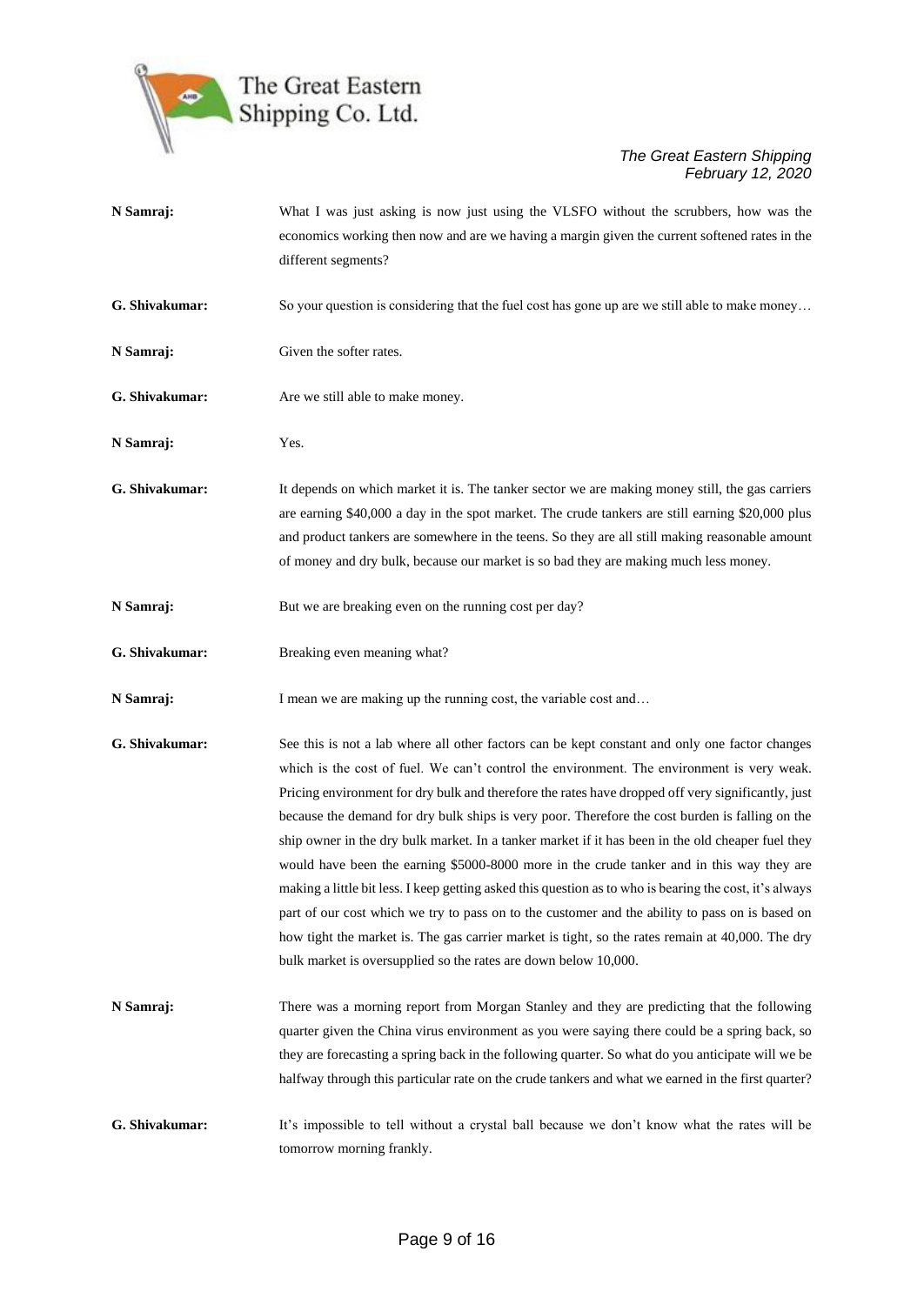**N Samraj:** What I was just asking is now just using the VLSFO without the scrubbers, how was the economics working then now and are we having a margin given the current softened rates in the different segments?

**G. Shivakumar:** So your question is considering that the fuel cost has gone up are we still able to make money…

**N Samraj:** Given the softer rates.

**G. Shivakumar:** Are we still able to make money.

**N Samraj:** Yes.

**G. Shivakumar:** It depends on which market it is. The tanker sector we are making money still, the gas carriers are earning $40,000 a day in the spot market. The crude tankers are still earning $20,000 plus and product tankers are somewhere in the teens. So they are all still making reasonable amount of money and dry bulk, because our market is so bad they are making much less money.

**N Samraj:** But we are breaking even on the running cost per day?

**G. Shivakumar:** Breaking even meaning what?

**N Samraj:** I mean we are making up the running cost, the variable cost and…

**G. Shivakumar:** See this is not a lab where all other factors can be kept constant and only one factor changes which is the cost of fuel. We can't control the environment. The environment is very weak. Pricing environment for dry bulk and therefore the rates have dropped off very significantly, just because the demand for dry bulk ships is very poor. Therefore the cost burden is falling on the ship owner in the dry bulk market. In a tanker market if it has been in the old cheaper fuel they would have been the earning $5000-8000 more in the crude tanker and in this way they are making a little bit less. I keep getting asked this question as to who is bearing the cost, it's always part of our cost which we try to pass on to the customer and the ability to pass on is based on how tight the market is. The gas carrier market is tight, so the rates remain at 40,000. The dry bulk market is oversupplied so the rates are down below 10,000.

**N Samraj:** There was a morning report from Morgan Stanley and they are predicting that the following quarter given the China virus environment as you were saying there could be a spring back, so they are forecasting a spring back in the following quarter. So what do you anticipate will we be halfway through this particular rate on the crude tankers and what we earned in the first quarter?

**G. Shivakumar:** It's impossible to tell without a crystal ball because we don't know what the rates will be tomorrow morning frankly.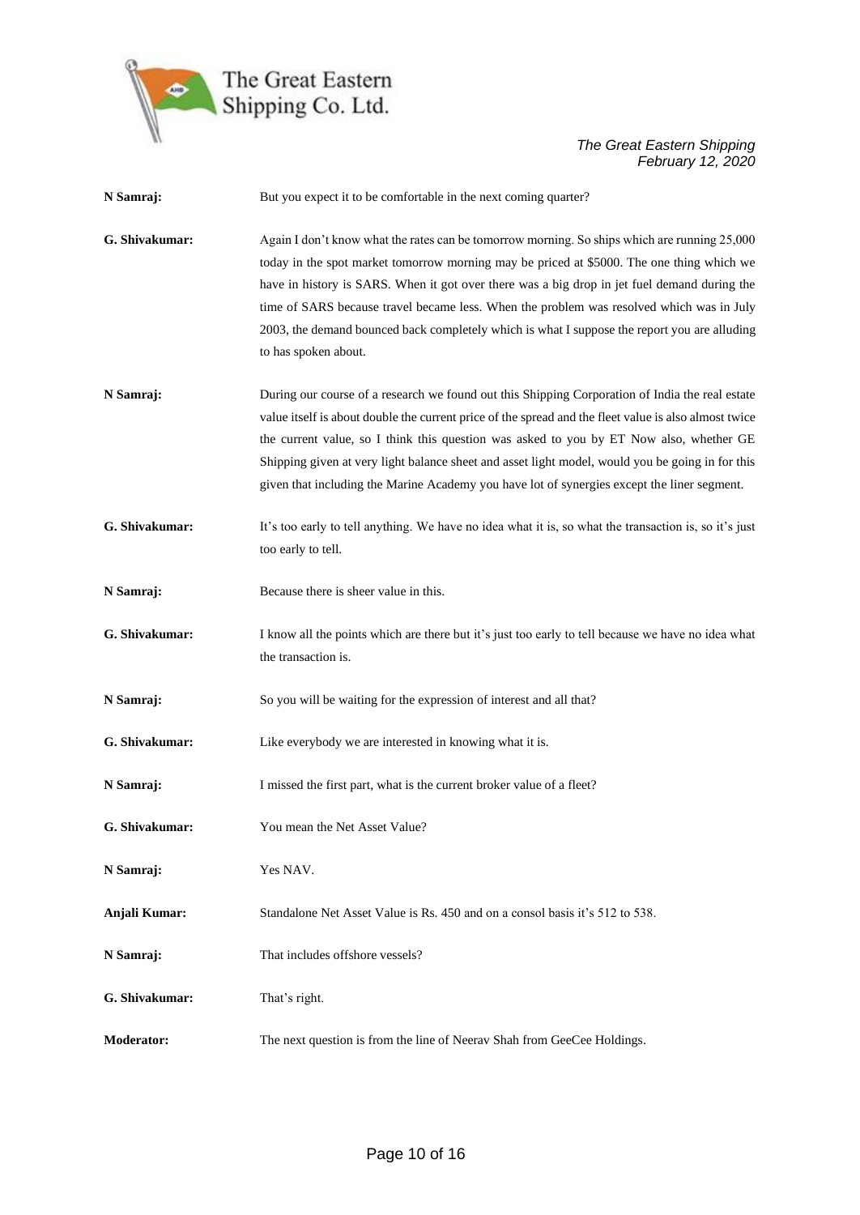**N Samraj:** But you expect it to be comfortable in the next coming quarter?

**G. Shivakumar:** Again I don't know what the rates can be tomorrow morning. So ships which are running 25,000 today in the spot market tomorrow morning may be priced at $5000. The one thing which we have in history is SARS. When it got over there was a big drop in jet fuel demand during the time of SARS because travel became less. When the problem was resolved which was in July 2003, the demand bounced back completely which is what I suppose the report you are alluding to has spoken about.

**N Samraj:** During our course of a research we found out this Shipping Corporation of India the real estate value itself is about double the current price of the spread and the fleet value is also almost twice the current value, so I think this question was asked to you by ET Now also, whether GE Shipping given at very light balance sheet and asset light model, would you be going in for this given that including the Marine Academy you have lot of synergies except the liner segment.

**G. Shivakumar:** It's too early to tell anything. We have no idea what it is, so what the transaction is, so it's just too early to tell.

**N Samraj:** Because there is sheer value in this.

**G. Shivakumar:** I know all the points which are there but it's just too early to tell because we have no idea what the transaction is.

**N Samraj:** So you will be waiting for the expression of interest and all that?

**G. Shivakumar:** Like everybody we are interested in knowing what it is.

**N Samraj:** I missed the first part, what is the current broker value of a fleet?

**G. Shivakumar:** You mean the Net Asset Value?

**N Samraj:** Yes NAV.

**Anjali Kumar:** Standalone Net Asset Value is Rs. 450 and on a consol basis it's 512 to 538.

**N Samraj:** That includes offshore vessels?

**G. Shivakumar:** That's right.

**Moderator:** The next question is from the line of Neerav Shah from GeeCee Holdings.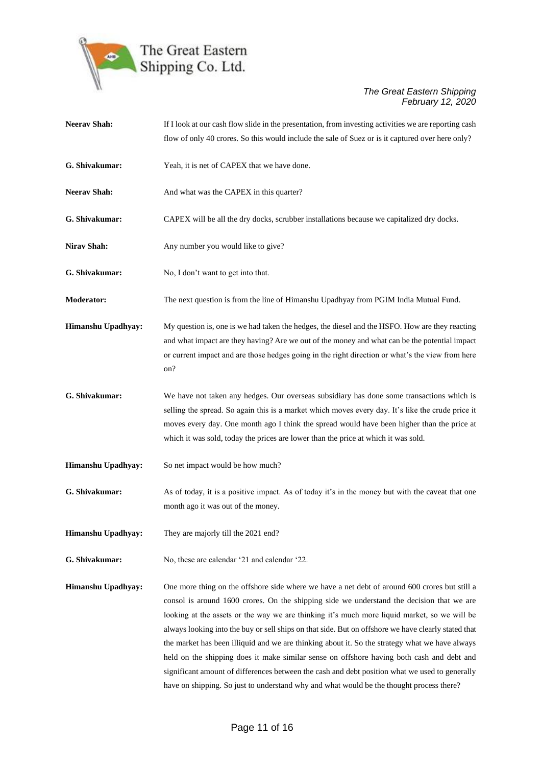**Neerav Shah:** If I look at our cash flow slide in the presentation, from investing activities we are reporting cash flow of only 40 crores. So this would include the sale of Suez or is it captured over here only?

**G. Shivakumar:** Yeah, it is net of CAPEX that we have done.

**Neerav Shah:** And what was the CAPEX in this quarter?

**G. Shivakumar:** CAPEX will be all the dry docks, scrubber installations because we capitalized dry docks.

**Nirav Shah:** Any number you would like to give?

**G. Shivakumar:** No, I don't want to get into that.

**Moderator:** The next question is from the line of Himanshu Upadhyay from PGIM India Mutual Fund.

**Himanshu Upadhyay:** My question is, one is we had taken the hedges, the diesel and the HSFO. How are they reacting and what impact are they having? Are we out of the money and what can be the potential impact or current impact and are those hedges going in the right direction or what's the view from here on?

**G. Shivakumar:** We have not taken any hedges. Our overseas subsidiary has done some transactions which is selling the spread. So again this is a market which moves every day. It's like the crude price it moves every day. One month ago I think the spread would have been higher than the price at which it was sold, today the prices are lower than the price at which it was sold.

**Himanshu Upadhyay:** So net impact would be how much?

**G. Shivakumar:** As of today, it is a positive impact. As of today it's in the money but with the caveat that one month ago it was out of the money.

**Himanshu Upadhyay:** They are majorly till the 2021 end?

**G. Shivakumar:** No, these are calendar '21 and calendar '22.

**Himanshu Upadhyay:** One more thing on the offshore side where we have a net debt of around 600 crores but still a consol is around 1600 crores. On the shipping side we understand the decision that we are looking at the assets or the way we are thinking it's much more liquid market, so we will be always looking into the buy or sell ships on that side. But on offshore we have clearly stated that the market has been illiquid and we are thinking about it. So the strategy what we have always held on the shipping does it make similar sense on offshore having both cash and debt and significant amount of differences between the cash and debt position what we used to generally have on shipping. So just to understand why and what would be the thought process there?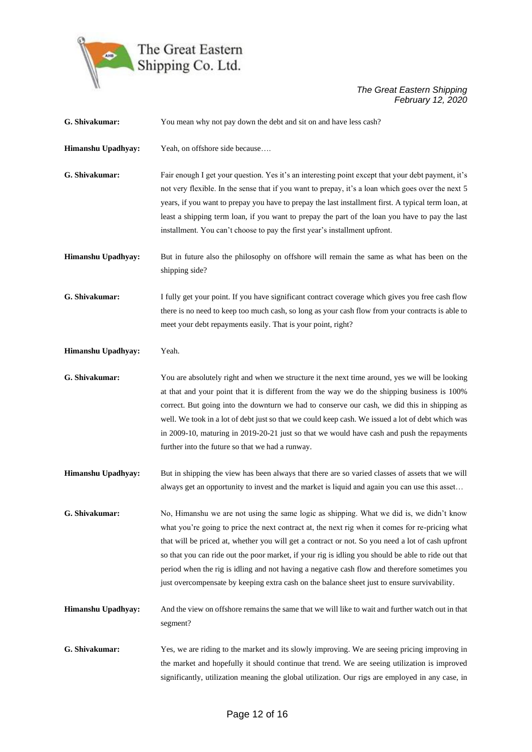**G. Shivakumar:** You mean why not pay down the debt and sit on and have less cash?

**Himanshu Upadhyay:** Yeah, on offshore side because….

**G. Shivakumar:** Fair enough I get your question. Yes it's an interesting point except that your debt payment, it's not very flexible. In the sense that if you want to prepay, it's a loan which goes over the next 5 years, if you want to prepay you have to prepay the last installment first. A typical term loan, at least a shipping term loan, if you want to prepay the part of the loan you have to pay the last installment. You can't choose to pay the first year's installment upfront.

**Himanshu Upadhyay:** But in future also the philosophy on offshore will remain the same as what has been on the shipping side?

**G. Shivakumar:** I fully get your point. If you have significant contract coverage which gives you free cash flow there is no need to keep too much cash, so long as your cash flow from your contracts is able to meet your debt repayments easily. That is your point, right?

**Himanshu Upadhyay:** Yeah.

**G. Shivakumar:** You are absolutely right and when we structure it the next time around, yes we will be looking at that and your point that it is different from the way we do the shipping business is 100% correct. But going into the downturn we had to conserve our cash, we did this in shipping as well. We took in a lot of debt just so that we could keep cash. We issued a lot of debt which was in 2009-10, maturing in 2019-20-21 just so that we would have cash and push the repayments further into the future so that we had a runway.

**Himanshu Upadhyay:** But in shipping the view has been always that there are so varied classes of assets that we will always get an opportunity to invest and the market is liquid and again you can use this asset…

**G. Shivakumar:** No, Himanshu we are not using the same logic as shipping. What we did is, we didn't know what you're going to price the next contract at, the next rig when it comes for re-pricing what that will be priced at, whether you will get a contract or not. So you need a lot of cash upfront so that you can ride out the poor market, if your rig is idling you should be able to ride out that period when the rig is idling and not having a negative cash flow and therefore sometimes you just overcompensate by keeping extra cash on the balance sheet just to ensure survivability.

**Himanshu Upadhyay:** And the view on offshore remains the same that we will like to wait and further watch out in that segment?

**G. Shivakumar:** Yes, we are riding to the market and its slowly improving. We are seeing pricing improving in the market and hopefully it should continue that trend. We are seeing utilization is improved significantly, utilization meaning the global utilization. Our rigs are employed in any case, in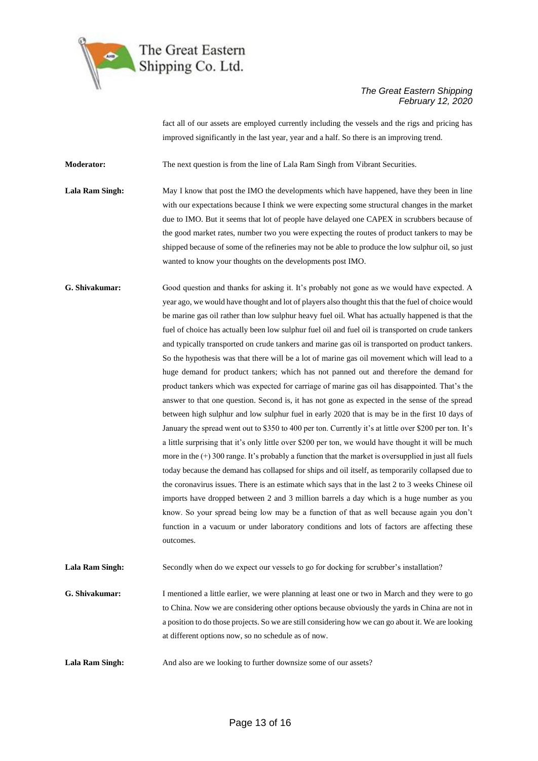fact all of our assets are employed currently including the vessels and the rigs and pricing has improved significantly in the last year, year and a half. So there is an improving trend.

**Moderator:** The next question is from the line of Lala Ram Singh from Vibrant Securities.

**Lala Ram Singh:** May I know that post the IMO the developments which have happened, have they been in line with our expectations because I think we were expecting some structural changes in the market due to IMO. But it seems that lot of people have delayed one CAPEX in scrubbers because of the good market rates, number two you were expecting the routes of product tankers to may be shipped because of some of the refineries may not be able to produce the low sulphur oil, so just wanted to know your thoughts on the developments post IMO.

**G. Shivakumar:** Good question and thanks for asking it. It's probably not gone as we would have expected. A year ago, we would have thought and lot of players also thought this that the fuel of choice would be marine gas oil rather than low sulphur heavy fuel oil. What has actually happened is that the fuel of choice has actually been low sulphur fuel oil and fuel oil is transported on crude tankers and typically transported on crude tankers and marine gas oil is transported on product tankers. So the hypothesis was that there will be a lot of marine gas oil movement which will lead to a huge demand for product tankers; which has not panned out and therefore the demand for product tankers which was expected for carriage of marine gas oil has disappointed. That's the answer to that one question. Second is, it has not gone as expected in the sense of the spread between high sulphur and low sulphur fuel in early 2020 that is may be in the first 10 days of January the spread went out to $350 to 400 per ton. Currently it's at little over $200 per ton. It's a little surprising that it's only little over $200 per ton, we would have thought it will be much more in the (+) 300 range. It's probably a function that the market is oversupplied in just all fuels today because the demand has collapsed for ships and oil itself, as temporarily collapsed due to the coronavirus issues. There is an estimate which says that in the last 2 to 3 weeks Chinese oil imports have dropped between 2 and 3 million barrels a day which is a huge number as you know. So your spread being low may be a function of that as well because again you don't function in a vacuum or under laboratory conditions and lots of factors are affecting these outcomes.

**Lala Ram Singh:** Secondly when do we expect our vessels to go for docking for scrubber's installation?

**G. Shivakumar:** I mentioned a little earlier, we were planning at least one or two in March and they were to go to China. Now we are considering other options because obviously the yards in China are not in a position to do those projects. So we are still considering how we can go about it. We are looking at different options now, so no schedule as of now.

**Lala Ram Singh:** And also are we looking to further downsize some of our assets?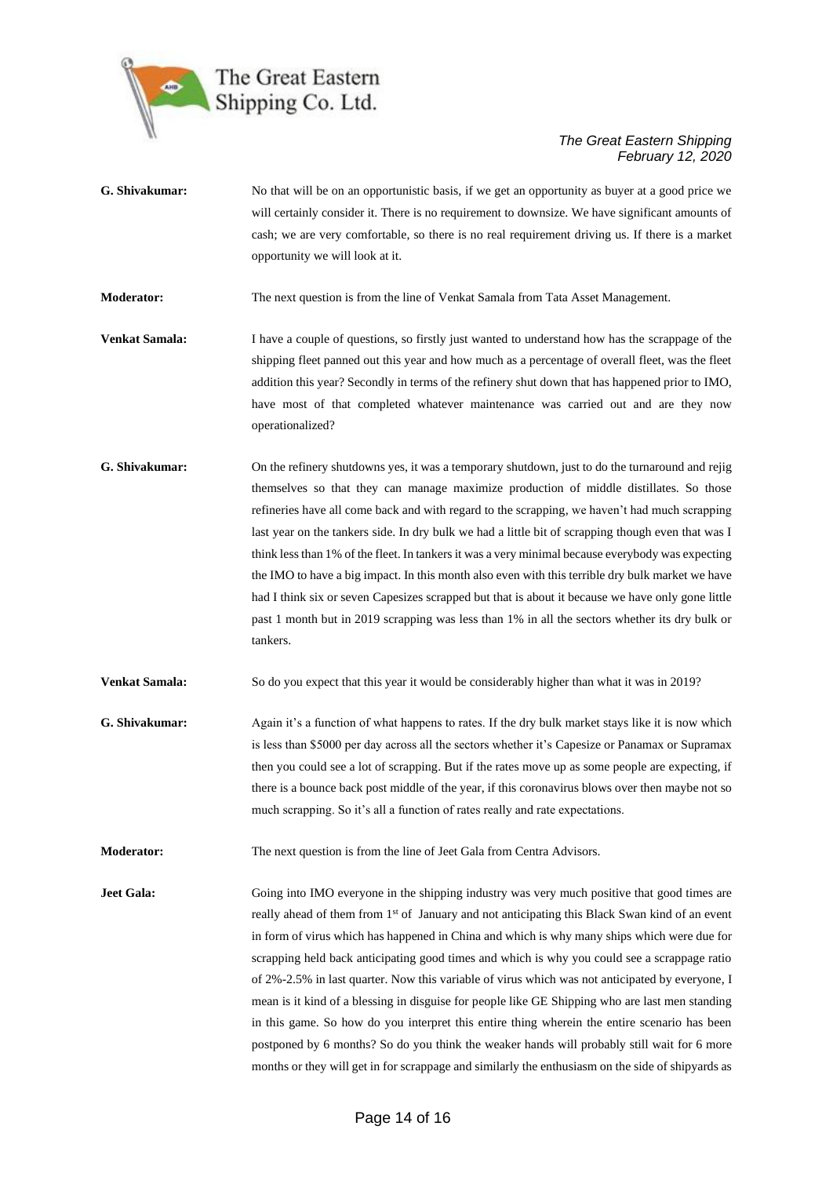**G. Shivakumar:** No that will be on an opportunistic basis, if we get an opportunity as buyer at a good price we will certainly consider it. There is no requirement to downsize. We have significant amounts of cash; we are very comfortable, so there is no real requirement driving us. If there is a market opportunity we will look at it.

**Moderator:** The next question is from the line of Venkat Samala from Tata Asset Management.

**Venkat Samala:** I have a couple of questions, so firstly just wanted to understand how has the scrappage of the shipping fleet panned out this year and how much as a percentage of overall fleet, was the fleet addition this year? Secondly in terms of the refinery shut down that has happened prior to IMO, have most of that completed whatever maintenance was carried out and are they now operationalized?

**G. Shivakumar:** On the refinery shutdowns yes, it was a temporary shutdown, just to do the turnaround and rejig themselves so that they can manage maximize production of middle distillates. So those refineries have all come back and with regard to the scrapping, we haven't had much scrapping last year on the tankers side. In dry bulk we had a little bit of scrapping though even that was I think less than 1% of the fleet. In tankers it was a very minimal because everybody was expecting the IMO to have a big impact. In this month also even with this terrible dry bulk market we have had I think six or seven Capesizes scrapped but that is about it because we have only gone little past 1 month but in 2019 scrapping was less than 1% in all the sectors whether its dry bulk or tankers.

**Venkat Samala:** So do you expect that this year it would be considerably higher than what it was in 2019?

**G. Shivakumar:** Again it's a function of what happens to rates. If the dry bulk market stays like it is now which is less than \$5000 per day across all the sectors whether it's Capesize or Panamax or Supramax then you could see a lot of scrapping. But if the rates move up as some people are expecting, if there is a bounce back post middle of the year, if this coronavirus blows over then maybe not so much scrapping. So it's all a function of rates really and rate expectations.

**Moderator:** The next question is from the line of Jeet Gala from Centra Advisors.

**Jeet Gala:** Going into IMO everyone in the shipping industry was very much positive that good times are really ahead of them from 1st of January and not anticipating this Black Swan kind of an event in form of virus which has happened in China and which is why many ships which were due for scrapping held back anticipating good times and which is why you could see a scrappage ratio of 2%-2.5% in last quarter. Now this variable of virus which was not anticipated by everyone, I mean is it kind of a blessing in disguise for people like GE Shipping who are last men standing in this game. So how do you interpret this entire thing wherein the entire scenario has been postponed by 6 months? So do you think the weaker hands will probably still wait for 6 more months or they will get in for scrappage and similarly the enthusiasm on the side of shipyards as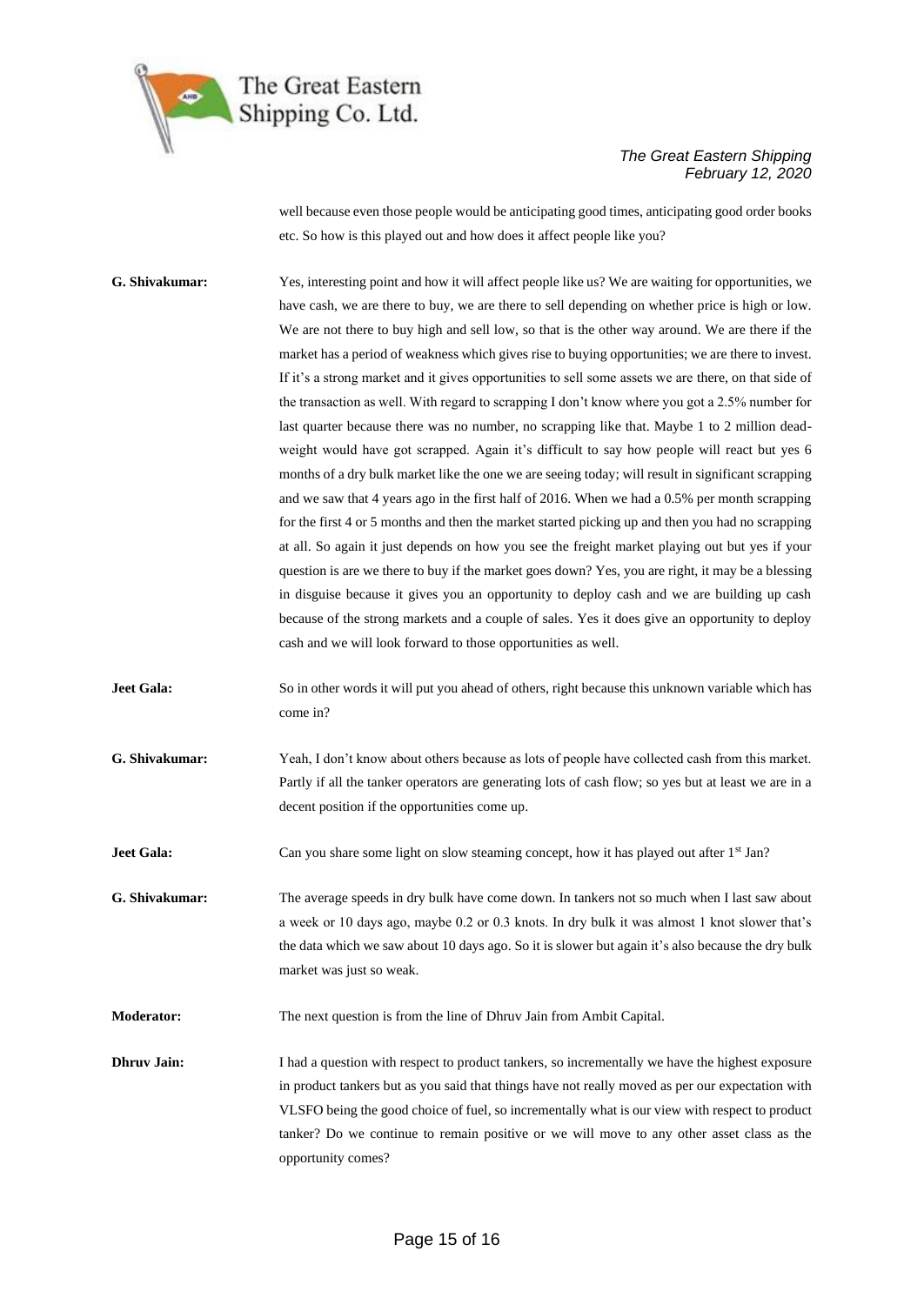well because even those people would be anticipating good times, anticipating good order books etc. So how is this played out and how does it affect people like you?

**G. Shivakumar:** Yes, interesting point and how it will affect people like us? We are waiting for opportunities, we have cash, we are there to buy, we are there to sell depending on whether price is high or low. We are not there to buy high and sell low, so that is the other way around. We are there if the market has a period of weakness which gives rise to buying opportunities; we are there to invest. If it's a strong market and it gives opportunities to sell some assets we are there, on that side of the transaction as well. With regard to scrapping I don't know where you got a 2.5% number for last quarter because there was no number, no scrapping like that. Maybe 1 to 2 million deadweight would have got scrapped. Again it's difficult to say how people will react but yes 6 months of a dry bulk market like the one we are seeing today; will result in significant scrapping and we saw that 4 years ago in the first half of 2016. When we had a 0.5% per month scrapping for the first 4 or 5 months and then the market started picking up and then you had no scrapping at all. So again it just depends on how you see the freight market playing out but yes if your question is are we there to buy if the market goes down? Yes, you are right, it may be a blessing in disguise because it gives you an opportunity to deploy cash and we are building up cash because of the strong markets and a couple of sales. Yes it does give an opportunity to deploy cash and we will look forward to those opportunities as well.

**Jeet Gala:** So in other words it will put you ahead of others, right because this unknown variable which has come in?

**G. Shivakumar:** Yeah, I don't know about others because as lots of people have collected cash from this market. Partly if all the tanker operators are generating lots of cash flow; so yes but at least we are in a decent position if the opportunities come up.

**Jeet Gala:** Can you share some light on slow steaming concept, how it has played out after 1st Jan?

**G. Shivakumar:** The average speeds in dry bulk have come down. In tankers not so much when I last saw about a week or 10 days ago, maybe 0.2 or 0.3 knots. In dry bulk it was almost 1 knot slower that's the data which we saw about 10 days ago. So it is slower but again it's also because the dry bulk market was just so weak.

**Moderator:** The next question is from the line of Dhruv Jain from Ambit Capital.

**Dhruv Jain:** I had a question with respect to product tankers, so incrementally we have the highest exposure in product tankers but as you said that things have not really moved as per our expectation with VLSFO being the good choice of fuel, so incrementally what is our view with respect to product tanker? Do we continue to remain positive or we will move to any other asset class as the opportunity comes?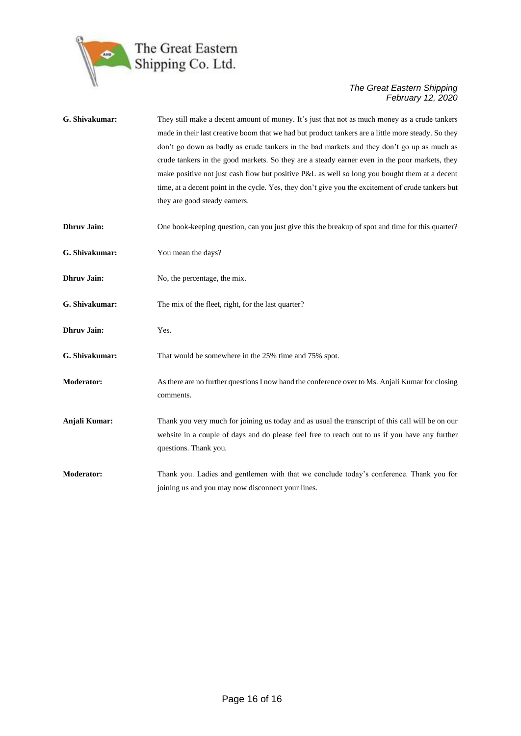**G. Shivakumar:** They still make a decent amount of money. It's just that not as much money as a crude tankers made in their last creative boom that we had but product tankers are a little more steady. So they don't go down as badly as crude tankers in the bad markets and they don't go up as much as crude tankers in the good markets. So they are a steady earner even in the poor markets, they make positive not just cash flow but positive P&L as well so long you bought them at a decent time, at a decent point in the cycle. Yes, they don't give you the excitement of crude tankers but they are good steady earners.

**Dhruv Jain:** One book-keeping question, can you just give this the breakup of spot and time for this quarter?

**G. Shivakumar:** You mean the days?

**Dhruv Jain:** No, the percentage, the mix.

**G. Shivakumar:** The mix of the fleet, right, for the last quarter?

**Dhruv Jain:** Yes.

**G. Shivakumar:** That would be somewhere in the 25% time and 75% spot.

**Moderator:** As there are no further questions I now hand the conference over to Ms. Anjali Kumar for closing comments.

**Anjali Kumar:** Thank you very much for joining us today and as usual the transcript of this call will be on our website in a couple of days and do please feel free to reach out to us if you have any further questions. Thank you.

**Moderator:** Thank you. Ladies and gentlemen with that we conclude today's conference. Thank you for joining us and you may now disconnect your lines.